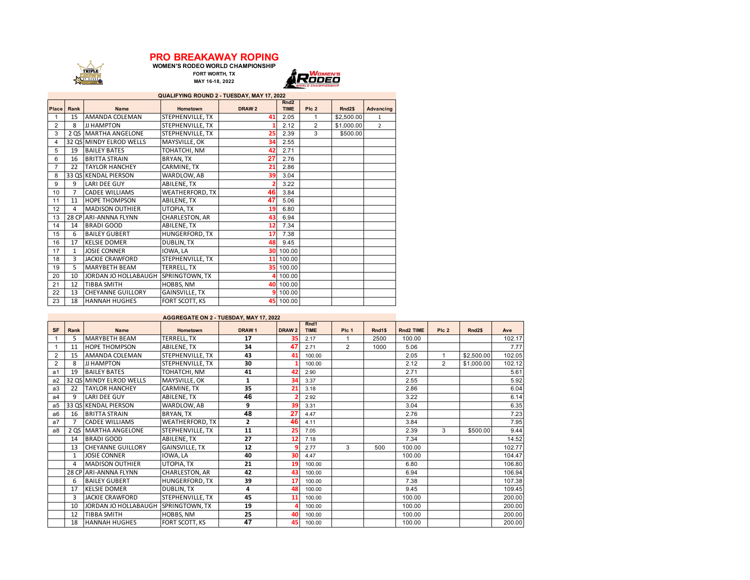# PRO BREAKAWAY ROPING

**WOMEN'S RODEO WORLD CHAMPIONSHIP**

**FORT WORTH, TX**

**MAY 16-18, 2022**

**QUALIFYING ROUND 2 - TUESDAY, MAY 17, 2022**

| Place | Rank | Name | Hometown | DRAW 2 | Rnd2 TIME | Plc 2 | Rnd2$ | Advancing |
|---|---|---|---|---|---|---|---|---|
| 1 | 15 | AMANDA COLEMAN | STEPHENVILLE, TX | 41 | 2.05 | 1 | $2,500.00 | 1 |
| 2 | 8 | JJ HAMPTON | STEPHENVILLE, TX | 1 | 2.12 | 2 | $1,000.00 | 2 |
| 3 | 2 QS | MARTHA ANGELONE | STEPHENVILLE, TX | 25 | 2.39 | 3 | $500.00 | |
| 4 | 32 QS | MINDY ELROD WELLS | MAYSVILLE, OK | 34 | 2.55 | | | |
| 5 | 19 | BAILEY BATES | TOHATCHI, NM | 42 | 2.71 | | | |
| 6 | 16 | BRITTA STRAIN | BRYAN, TX | 27 | 2.76 | | | |
| 7 | 22 | TAYLOR HANCHEY | CARMINE, TX | 21 | 2.86 | | | |
| 8 | 33 QS | KENDAL PIERSON | WARDLOW, AB | 39 | 3.04 | | | |
| 9 | 9 | LARI DEE GUY | ABILENE, TX | 2 | 3.22 | | | |
| 10 | 7 | CADEE WILLIAMS | WEATHERFORD, TX | 46 | 3.84 | | | |
| 11 | 11 | HOPE THOMPSON | ABILENE, TX | 47 | 5.06 | | | |
| 12 | 4 | MADISON OUTHIER | UTOPIA, TX | 19 | 6.80 | | | |
| 13 | 28 CP | ARI-ANNNA FLYNN | CHARLESTON, AR | 43 | 6.94 | | | |
| 14 | 14 | BRADI GOOD | ABILENE, TX | 12 | 7.34 | | | |
| 15 | 6 | BAILEY GUBERT | HUNGERFORD, TX | 17 | 7.38 | | | |
| 16 | 17 | KELSIE DOMER | DUBLIN, TX | 48 | 9.45 | | | |
| 17 | 1 | JOSIE CONNER | IOWA, LA | 30 | 100.00 | | | |
| 18 | 3 | JACKIE CRAWFORD | STEPHENVILLE, TX | 11 | 100.00 | | | |
| 19 | 5 | MARYBETH BEAM | TERRELL, TX | 35 | 100.00 | | | |
| 20 | 10 | JORDAN JO HOLLABAUGH | SPRINGTOWN, TX | 4 | 100.00 | | | |
| 21 | 12 | TIBBA SMITH | HOBBS, NM | 40 | 100.00 | | | |
| 22 | 13 | CHEYANNE GUILLORY | GAINSVILLE, TX | 9 | 100.00 | | | |
| 23 | 18 | HANNAH HUGHES | FORT SCOTT, KS | 45 | 100.00 | | | |

**AGGREGATE ON 2 - TUESDAY, MAY 17, 2022**

| SF | Rank | Name | Hometown | DRAW 1 | DRAW 2 | Rnd1 TIME | Plc 1 | Rnd1$ | Rnd2 TIME | Plc 2 | Rnd2$ | Ave |
|---|---|---|---|---|---|---|---|---|---|---|---|---|
| 1 | 5 | MARYBETH BEAM | TERRELL, TX | 17 | 35 | 2.17 | 1 | 2500 | 100.00 | | | 102.17 |
| 1 | 11 | HOPE THOMPSON | ABILENE, TX | 34 | 47 | 2.71 | 2 | 1000 | 5.06 | | | 7.77 |
| 2 | 15 | AMANDA COLEMAN | STEPHENVILLE, TX | 43 | 41 | 100.00 | | | 2.05 | 1 | $2,500.00 | 102.05 |
| 2 | 8 | JJ HAMPTON | STEPHENVILLE, TX | 30 | 1 | 100.00 | | | 2.12 | 2 | $1,000.00 | 102.12 |
| a1 | 19 | BAILEY BATES | TOHATCHI, NM | 41 | 42 | 2.90 | | | 2.71 | | | 5.61 |
| a2 | 32 QS | MINDY ELROD WELLS | MAYSVILLE, OK | 1 | 34 | 3.37 | | | 2.55 | | | 5.92 |
| a3 | 22 | TAYLOR HANCHEY | CARMINE, TX | 35 | 21 | 3.18 | | | 2.86 | | | 6.04 |
| a4 | 9 | LARI DEE GUY | ABILENE, TX | 46 | 2 | 2.92 | | | 3.22 | | | 6.14 |
| a5 | 33 QS | KENDAL PIERSON | WARDLOW, AB | 9 | 39 | 3.31 | | | 3.04 | | | 6.35 |
| a6 | 16 | BRITTA STRAIN | BRYAN, TX | 48 | 27 | 4.47 | | | 2.76 | | | 7.23 |
| a7 | 7 | CADEE WILLIAMS | WEATHERFORD, TX | 2 | 46 | 4.11 | | | 3.84 | | | 7.95 |
| a8 | 2 QS | MARTHA ANGELONE | STEPHENVILLE, TX | 11 | 25 | 7.05 | | | 2.39 | 3 | $500.00 | 9.44 |
| | 14 | BRADI GOOD | ABILENE, TX | 27 | 12 | 7.18 | | | 7.34 | | | 14.52 |
| | 13 | CHEYANNE GUILLORY | GAINSVILLE, TX | 12 | 9 | 2.77 | 3 | 500 | 100.00 | | | 102.77 |
| | 1 | JOSIE CONNER | IOWA, LA | 40 | 30 | 4.47 | | | 100.00 | | | 104.47 |
| | 4 | MADISON OUTHIER | UTOPIA, TX | 21 | 19 | 100.00 | | | 6.80 | | | 106.80 |
| | 28 CP | ARI-ANNNA FLYNN | CHARLESTON, AR | 42 | 43 | 100.00 | | | 6.94 | | | 106.94 |
| | 6 | BAILEY GUBERT | HUNGERFORD, TX | 39 | 17 | 100.00 | | | 7.38 | | | 107.38 |
| | 17 | KELSIE DOMER | DUBLIN, TX | 4 | 48 | 100.00 | | | 9.45 | | | 109.45 |
| | 3 | JACKIE CRAWFORD | STEPHENVILLE, TX | 45 | 11 | 100.00 | | | 100.00 | | | 200.00 |
| | 10 | JORDAN JO HOLLABAUGH | SPRINGTOWN, TX | 19 | 4 | 100.00 | | | 100.00 | | | 200.00 |
| | 12 | TIBBA SMITH | HOBBS, NM | 25 | 40 | 100.00 | | | 100.00 | | | 200.00 |
| | 18 | HANNAH HUGHES | FORT SCOTT, KS | 47 | 45 | 100.00 | | | 100.00 | | | 200.00 |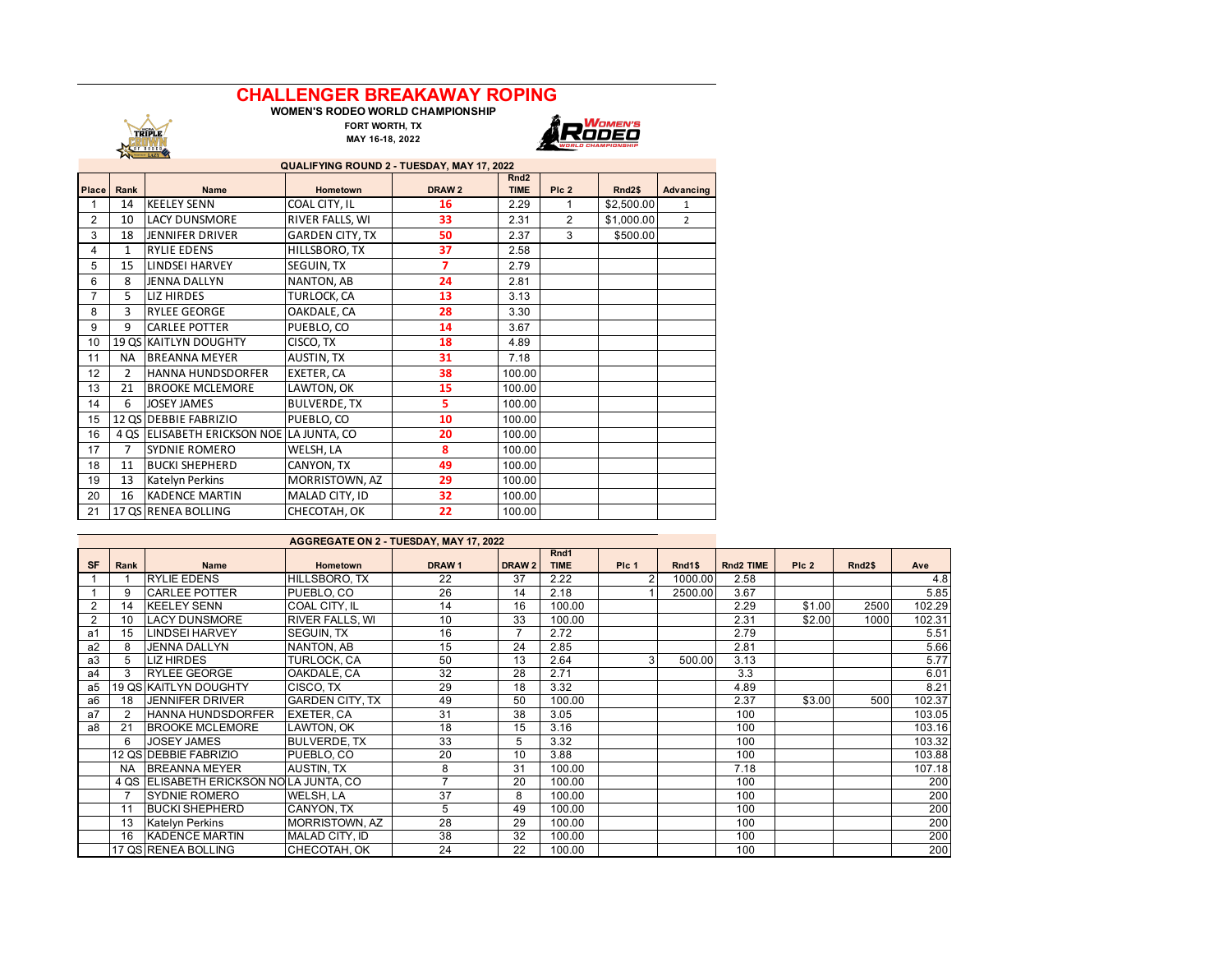# CHALLENGER BREAKAWAY ROPING

**WOMEN'S RODEO WORLD CHAMPIONSHIP**

**FORT WORTH, TX**

**MAY 16-18, 2022**

**QUALIFYING ROUND 2 - TUESDAY, MAY 17, 2022**

| Place | Rank | Name | Hometown | DRAW 2 | Rnd2 TIME | Plc 2 | Rnd2$ | Advancing |
|---|---|---|---|---|---|---|---|---|
| 1 | 14 | KEELEY SENN | COAL CITY, IL | 16 | 2.29 | 1 | $2,500.00 | 1 |
| 2 | 10 | LACY DUNSMORE | RIVER FALLS, WI | 33 | 2.31 | 2 | $1,000.00 | 2 |
| 3 | 18 | JENNIFER DRIVER | GARDEN CITY, TX | 50 | 2.37 | 3 | $500.00 | |
| 4 | 1 | RYLIE EDENS | HILLSBORO, TX | 37 | 2.58 | | | |
| 5 | 15 | LINDSEI HARVEY | SEGUIN, TX | 7 | 2.79 | | | |
| 6 | 8 | JENNA DALLYN | NANTON, AB | 24 | 2.81 | | | |
| 7 | 5 | LIZ HIRDES | TURLOCK, CA | 13 | 3.13 | | | |
| 8 | 3 | RYLEE GEORGE | OAKDALE, CA | 28 | 3.30 | | | |
| 9 | 9 | CARLEE POTTER | PUEBLO, CO | 14 | 3.67 | | | |
| 10 | 19 QS | KAITLYN DOUGHTY | CISCO, TX | 18 | 4.89 | | | |
| 11 | NA | BREANNA MEYER | AUSTIN, TX | 31 | 7.18 | | | |
| 12 | 2 | HANNA HUNDSDORFER | EXETER, CA | 38 | 100.00 | | | |
| 13 | 21 | BROOKE MCLEMORE | LAWTON, OK | 15 | 100.00 | | | |
| 14 | 6 | JOSEY JAMES | BULVERDE, TX | 5 | 100.00 | | | |
| 15 | 12 QS | DEBBIE FABRIZIO | PUEBLO, CO | 10 | 100.00 | | | |
| 16 | 4 QS | ELISABETH ERICKSON NOE | LA JUNTA, CO | 20 | 100.00 | | | |
| 17 | 7 | SYDNIE ROMERO | WELSH, LA | 8 | 100.00 | | | |
| 18 | 11 | BUCKI SHEPHERD | CANYON, TX | 49 | 100.00 | | | |
| 19 | 13 | Katelyn Perkins | MORRISTOWN, AZ | 29 | 100.00 | | | |
| 20 | 16 | KADENCE MARTIN | MALAD CITY, ID | 32 | 100.00 | | | |
| 21 | 17 QS | RENEA BOLLING | CHECOTAH, OK | 22 | 100.00 | | | |

**AGGREGATE ON 2 - TUESDAY, MAY 17, 2022**

| SF | Rank | Name | Hometown | DRAW 1 | DRAW 2 | Rnd1 TIME | Plc 1 | Rnd1$ | Rnd2 TIME | Plc 2 | Rnd2$ | Ave |
|---|---|---|---|---|---|---|---|---|---|---|---|---|
| 1 | 1 | RYLIE EDENS | HILLSBORO, TX | 22 | 37 | 2.22 | 2 | 1000.00 | 2.58 | | | 4.8 |
| 1 | 9 | CARLEE POTTER | PUEBLO, CO | 26 | 14 | 2.18 | 1 | 2500.00 | 3.67 | | | 5.85 |
| 2 | 14 | KEELEY SENN | COAL CITY, IL | 14 | 16 | 100.00 | | | 2.29 | $1.00 | 2500 | 102.29 |
| 2 | 10 | LACY DUNSMORE | RIVER FALLS, WI | 10 | 33 | 100.00 | | | 2.31 | $2.00 | 1000 | 102.31 |
| a1 | 15 | LINDSEI HARVEY | SEGUIN, TX | 16 | 7 | 2.72 | | | 2.79 | | | 5.51 |
| a2 | 8 | JENNA DALLYN | NANTON, AB | 15 | 24 | 2.85 | | | 2.81 | | | 5.66 |
| a3 | 5 | LIZ HIRDES | TURLOCK, CA | 50 | 13 | 2.64 | 3 | 500.00 | 3.13 | | | 5.77 |
| a4 | 3 | RYLEE GEORGE | OAKDALE, CA | 32 | 28 | 2.71 | | | 3.3 | | | 6.01 |
| a5 | 19 QS | KAITLYN DOUGHTY | CISCO, TX | 29 | 18 | 3.32 | | | 4.89 | | | 8.21 |
| a6 | 18 | JENNIFER DRIVER | GARDEN CITY, TX | 49 | 50 | 100.00 | | | 2.37 | $3.00 | 500 | 102.37 |
| a7 | 2 | HANNA HUNDSDORFER | EXETER, CA | 31 | 38 | 3.05 | | | 100 | | | 103.05 |
| a8 | 21 | BROOKE MCLEMORE | LAWTON, OK | 18 | 15 | 3.16 | | | 100 | | | 103.16 |
| | 6 | JOSEY JAMES | BULVERDE, TX | 33 | 5 | 3.32 | | | 100 | | | 103.32 |
| | 12 QS | DEBBIE FABRIZIO | PUEBLO, CO | 20 | 10 | 3.88 | | | 100 | | | 103.88 |
| | NA | BREANNA MEYER | AUSTIN, TX | 8 | 31 | 100.00 | | | 7.18 | | | 107.18 |
| | 4 QS | ELISABETH ERICKSON NO | LA JUNTA, CO | 7 | 20 | 100.00 | | | 100 | | | 200 |
| | 7 | SYDNIE ROMERO | WELSH, LA | 37 | 8 | 100.00 | | | 100 | | | 200 |
| | 11 | BUCKI SHEPHERD | CANYON, TX | 5 | 49 | 100.00 | | | 100 | | | 200 |
| | 13 | Katelyn Perkins | MORRISTOWN, AZ | 28 | 29 | 100.00 | | | 100 | | | 200 |
| | 16 | KADENCE MARTIN | MALAD CITY, ID | 38 | 32 | 100.00 | | | 100 | | | 200 |
| | 17 QS | RENEA BOLLING | CHECOTAH, OK | 24 | 22 | 100.00 | | | 100 | | | 200 |